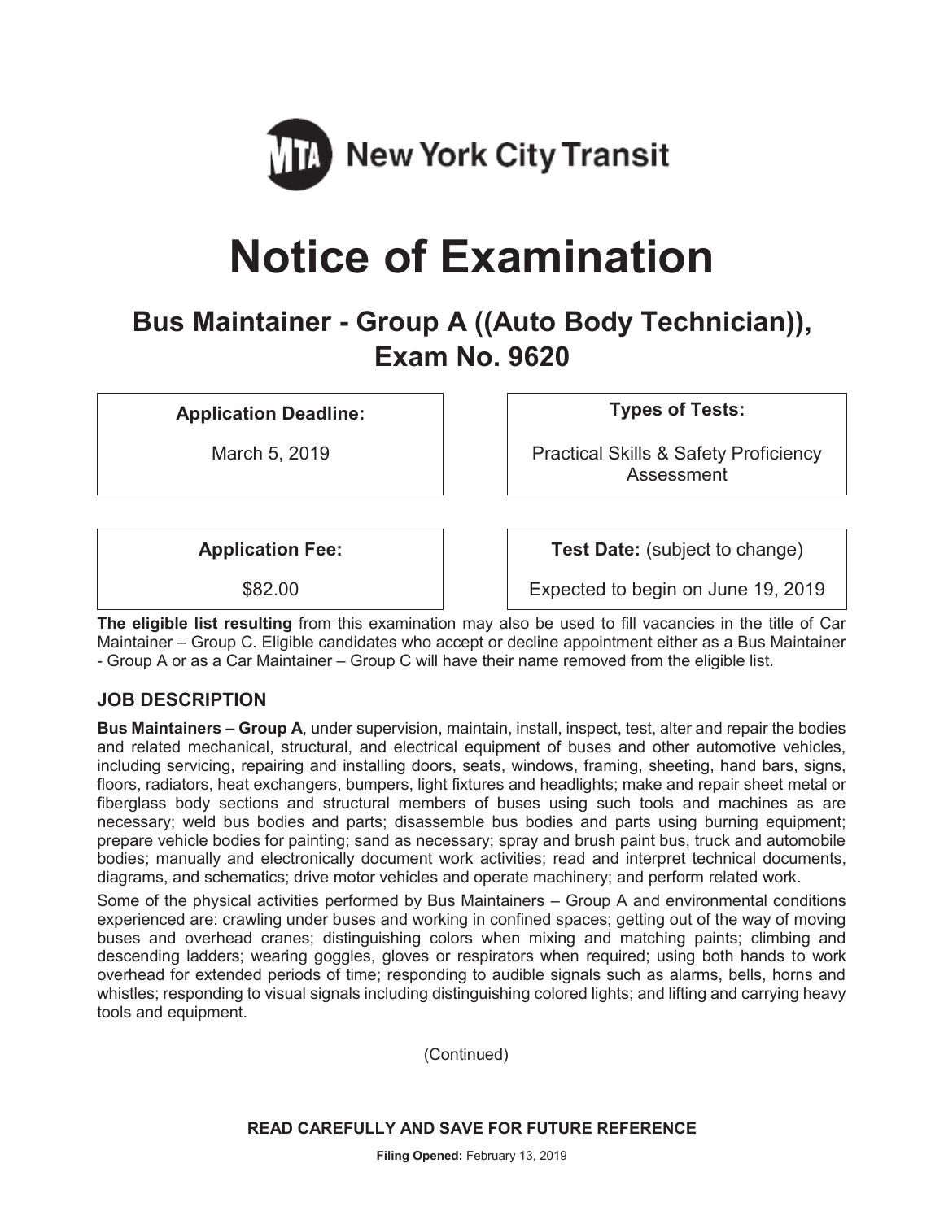MTA New York City Transit

# Notice of Examination

## Bus Maintainer - Group A ((Auto Body Technician)), Exam No. 9620

**Application Deadline:**

March 5, 2019

**Types of Tests:**

Practical Skills & Safety Proficiency Assessment

**Application Fee:**

$82.00

**Test Date:** (subject to change)

Expected to begin on June 19, 2019

**The eligible list resulting** from this examination may also be used to fill vacancies in the title of Car Maintainer – Group C. Eligible candidates who accept or decline appointment either as a Bus Maintainer - Group A or as a Car Maintainer – Group C will have their name removed from the eligible list.

### JOB DESCRIPTION

**Bus Maintainers – Group A**, under supervision, maintain, install, inspect, test, alter and repair the bodies and related mechanical, structural, and electrical equipment of buses and other automotive vehicles, including servicing, repairing and installing doors, seats, windows, framing, sheeting, hand bars, signs, floors, radiators, heat exchangers, bumpers, light fixtures and headlights; make and repair sheet metal or fiberglass body sections and structural members of buses using such tools and machines as are necessary; weld bus bodies and parts; disassemble bus bodies and parts using burning equipment; prepare vehicle bodies for painting; sand as necessary; spray and brush paint bus, truck and automobile bodies; manually and electronically document work activities; read and interpret technical documents, diagrams, and schematics; drive motor vehicles and operate machinery; and perform related work.

Some of the physical activities performed by Bus Maintainers – Group A and environmental conditions experienced are: crawling under buses and working in confined spaces; getting out of the way of moving buses and overhead cranes; distinguishing colors when mixing and matching paints; climbing and descending ladders; wearing goggles, gloves or respirators when required; using both hands to work overhead for extended periods of time; responding to audible signals such as alarms, bells, horns and whistles; responding to visual signals including distinguishing colored lights; and lifting and carrying heavy tools and equipment.

(Continued)

**READ CAREFULLY AND SAVE FOR FUTURE REFERENCE**

**Filing Opened:** February 13, 2019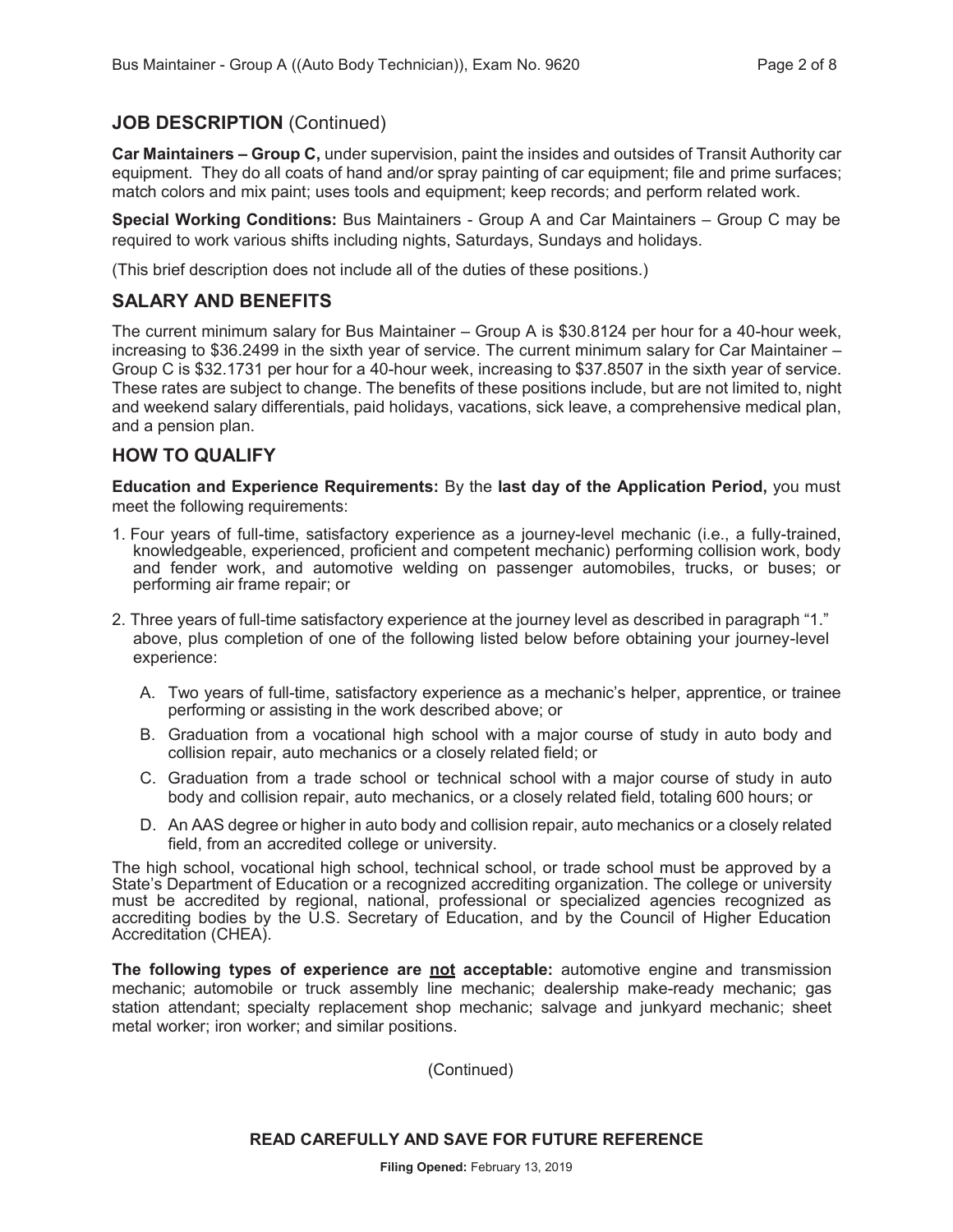## JOB DESCRIPTION (Continued)

**Car Maintainers – Group C,** under supervision, paint the insides and outsides of Transit Authority car equipment. They do all coats of hand and/or spray painting of car equipment; file and prime surfaces; match colors and mix paint; uses tools and equipment; keep records; and perform related work.

**Special Working Conditions:** Bus Maintainers - Group A and Car Maintainers – Group C may be required to work various shifts including nights, Saturdays, Sundays and holidays.

(This brief description does not include all of the duties of these positions.)

## SALARY AND BENEFITS

The current minimum salary for Bus Maintainer – Group A is $30.8124 per hour for a 40-hour week, increasing to $36.2499 in the sixth year of service. The current minimum salary for Car Maintainer – Group C is $32.1731 per hour for a 40-hour week, increasing to $37.8507 in the sixth year of service. These rates are subject to change. The benefits of these positions include, but are not limited to, night and weekend salary differentials, paid holidays, vacations, sick leave, a comprehensive medical plan, and a pension plan.

## HOW TO QUALIFY

**Education and Experience Requirements:** By the **last day of the Application Period,** you must meet the following requirements:

1. Four years of full-time, satisfactory experience as a journey-level mechanic (i.e., a fully-trained, knowledgeable, experienced, proficient and competent mechanic) performing collision work, body and fender work, and automotive welding on passenger automobiles, trucks, or buses; or performing air frame repair; or

2. Three years of full-time satisfactory experience at the journey level as described in paragraph "1." above, plus completion of one of the following listed below before obtaining your journey-level experience:

   A. Two years of full-time, satisfactory experience as a mechanic's helper, apprentice, or trainee performing or assisting in the work described above; or

   B. Graduation from a vocational high school with a major course of study in auto body and collision repair, auto mechanics or a closely related field; or

   C. Graduation from a trade school or technical school with a major course of study in auto body and collision repair, auto mechanics, or a closely related field, totaling 600 hours; or

   D. An AAS degree or higher in auto body and collision repair, auto mechanics or a closely related field, from an accredited college or university.

The high school, vocational high school, technical school, or trade school must be approved by a State's Department of Education or a recognized accrediting organization. The college or university must be accredited by regional, national, professional or specialized agencies recognized as accrediting bodies by the U.S. Secretary of Education, and by the Council of Higher Education Accreditation (CHEA).

**The following types of experience are <u>not</u> acceptable:** automotive engine and transmission mechanic; automobile or truck assembly line mechanic; dealership make-ready mechanic; gas station attendant; specialty replacement shop mechanic; salvage and junkyard mechanic; sheet metal worker; iron worker; and similar positions.

(Continued)

**READ CAREFULLY AND SAVE FOR FUTURE REFERENCE**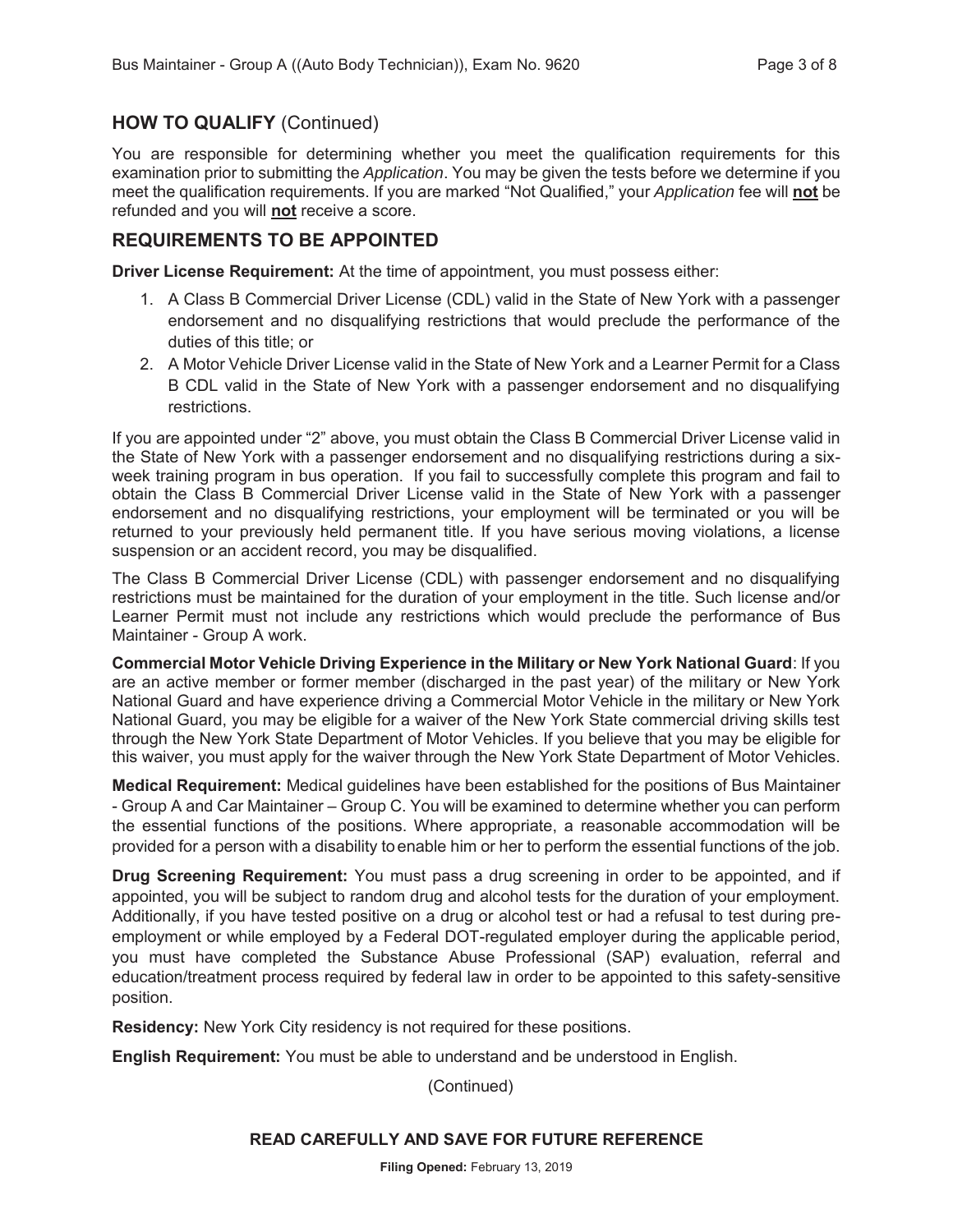## HOW TO QUALIFY (Continued)

You are responsible for determining whether you meet the qualification requirements for this examination prior to submitting the *Application*. You may be given the tests before we determine if you meet the qualification requirements. If you are marked "Not Qualified," your *Application* fee will **not** be refunded and you will **not** receive a score.

## REQUIREMENTS TO BE APPOINTED

**Driver License Requirement:** At the time of appointment, you must possess either:

1. A Class B Commercial Driver License (CDL) valid in the State of New York with a passenger endorsement and no disqualifying restrictions that would preclude the performance of the duties of this title; or
2. A Motor Vehicle Driver License valid in the State of New York and a Learner Permit for a Class B CDL valid in the State of New York with a passenger endorsement and no disqualifying restrictions.

If you are appointed under "2" above, you must obtain the Class B Commercial Driver License valid in the State of New York with a passenger endorsement and no disqualifying restrictions during a six-week training program in bus operation. If you fail to successfully complete this program and fail to obtain the Class B Commercial Driver License valid in the State of New York with a passenger endorsement and no disqualifying restrictions, your employment will be terminated or you will be returned to your previously held permanent title. If you have serious moving violations, a license suspension or an accident record, you may be disqualified.

The Class B Commercial Driver License (CDL) with passenger endorsement and no disqualifying restrictions must be maintained for the duration of your employment in the title. Such license and/or Learner Permit must not include any restrictions which would preclude the performance of Bus Maintainer - Group A work.

**Commercial Motor Vehicle Driving Experience in the Military or New York National Guard**: If you are an active member or former member (discharged in the past year) of the military or New York National Guard and have experience driving a Commercial Motor Vehicle in the military or New York National Guard, you may be eligible for a waiver of the New York State commercial driving skills test through the New York State Department of Motor Vehicles. If you believe that you may be eligible for this waiver, you must apply for the waiver through the New York State Department of Motor Vehicles.

**Medical Requirement:** Medical guidelines have been established for the positions of Bus Maintainer - Group A and Car Maintainer – Group C. You will be examined to determine whether you can perform the essential functions of the positions. Where appropriate, a reasonable accommodation will be provided for a person with a disability to enable him or her to perform the essential functions of the job.

**Drug Screening Requirement:** You must pass a drug screening in order to be appointed, and if appointed, you will be subject to random drug and alcohol tests for the duration of your employment. Additionally, if you have tested positive on a drug or alcohol test or had a refusal to test during pre-employment or while employed by a Federal DOT-regulated employer during the applicable period, you must have completed the Substance Abuse Professional (SAP) evaluation, referral and education/treatment process required by federal law in order to be appointed to this safety-sensitive position.

**Residency:** New York City residency is not required for these positions.

**English Requirement:** You must be able to understand and be understood in English.

(Continued)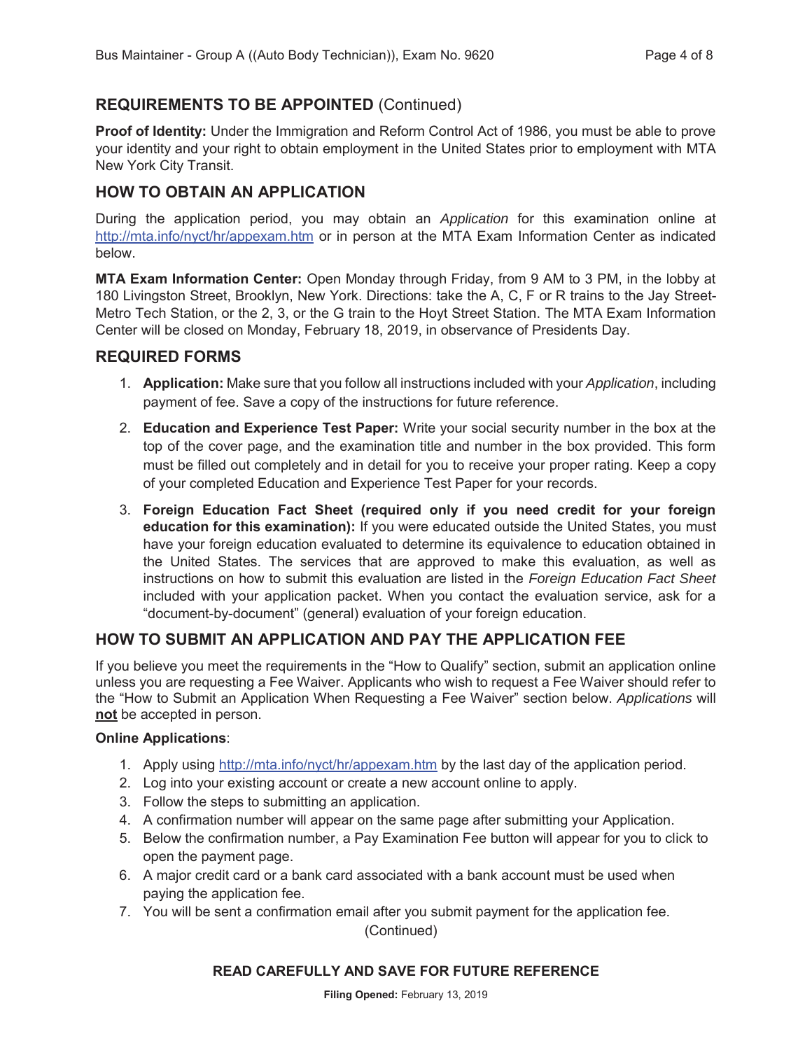## REQUIREMENTS TO BE APPOINTED (Continued)

**Proof of Identity:** Under the Immigration and Reform Control Act of 1986, you must be able to prove your identity and your right to obtain employment in the United States prior to employment with MTA New York City Transit.

## HOW TO OBTAIN AN APPLICATION

During the application period, you may obtain an *Application* for this examination online at http://mta.info/nyct/hr/appexam.htm or in person at the MTA Exam Information Center as indicated below.

**MTA Exam Information Center:** Open Monday through Friday, from 9 AM to 3 PM, in the lobby at 180 Livingston Street, Brooklyn, New York. Directions: take the A, C, F or R trains to the Jay Street-Metro Tech Station, or the 2, 3, or the G train to the Hoyt Street Station. The MTA Exam Information Center will be closed on Monday, February 18, 2019, in observance of Presidents Day.

## REQUIRED FORMS

1. **Application:** Make sure that you follow all instructions included with your *Application*, including payment of fee. Save a copy of the instructions for future reference.
2. **Education and Experience Test Paper:** Write your social security number in the box at the top of the cover page, and the examination title and number in the box provided. This form must be filled out completely and in detail for you to receive your proper rating. Keep a copy of your completed Education and Experience Test Paper for your records.
3. **Foreign Education Fact Sheet (required only if you need credit for your foreign education for this examination):** If you were educated outside the United States, you must have your foreign education evaluated to determine its equivalence to education obtained in the United States. The services that are approved to make this evaluation, as well as instructions on how to submit this evaluation are listed in the *Foreign Education Fact Sheet* included with your application packet. When you contact the evaluation service, ask for a "document-by-document" (general) evaluation of your foreign education.

## HOW TO SUBMIT AN APPLICATION AND PAY THE APPLICATION FEE

If you believe you meet the requirements in the "How to Qualify" section, submit an application online unless you are requesting a Fee Waiver. Applicants who wish to request a Fee Waiver should refer to the "How to Submit an Application When Requesting a Fee Waiver" section below. *Applications* will **not** be accepted in person.

**Online Applications**:

1. Apply using http://mta.info/nyct/hr/appexam.htm by the last day of the application period.
2. Log into your existing account or create a new account online to apply.
3. Follow the steps to submitting an application.
4. A confirmation number will appear on the same page after submitting your Application.
5. Below the confirmation number, a Pay Examination Fee button will appear for you to click to open the payment page.
6. A major credit card or a bank card associated with a bank account must be used when paying the application fee.
7. You will be sent a confirmation email after you submit payment for the application fee.

(Continued)

**READ CAREFULLY AND SAVE FOR FUTURE REFERENCE**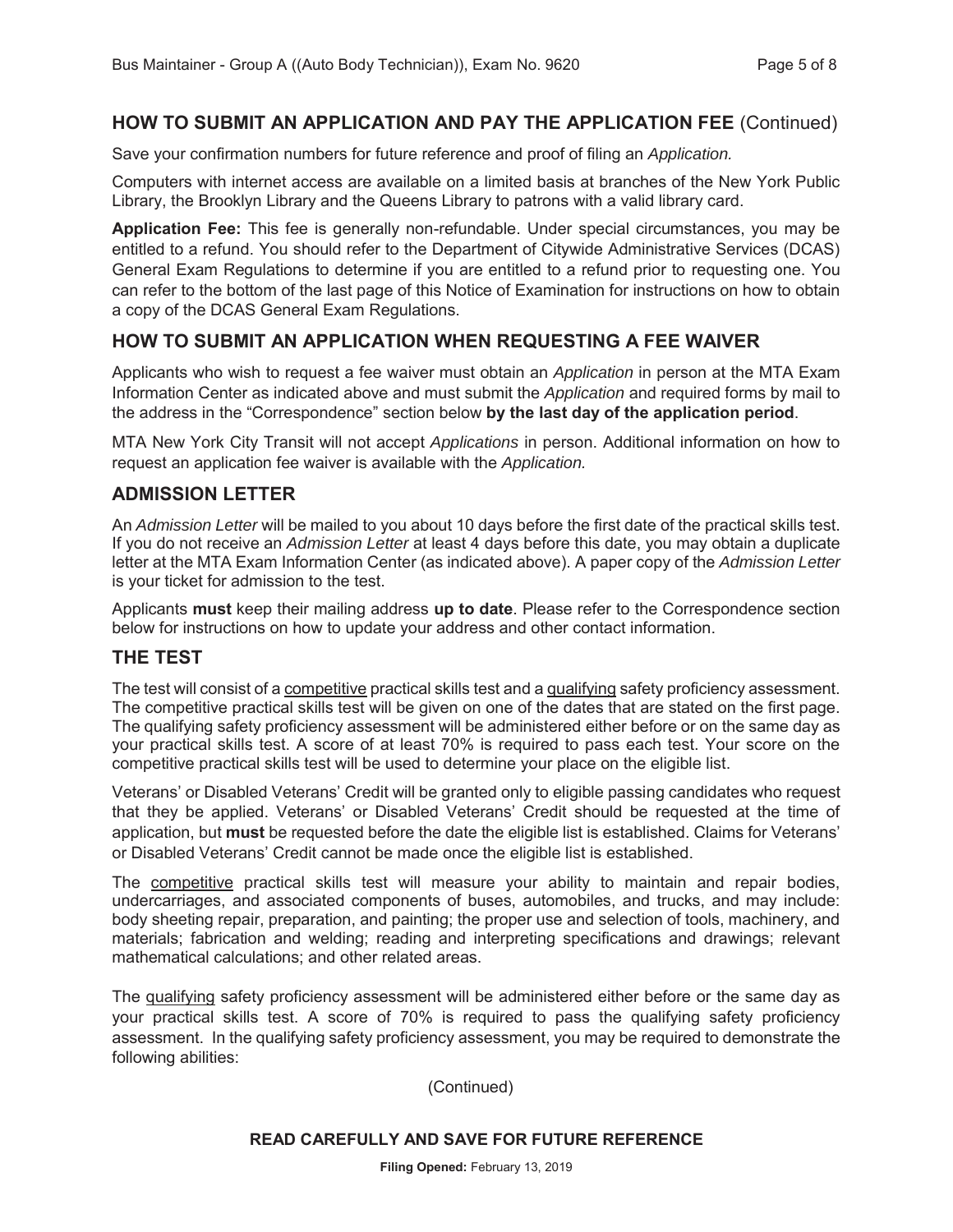## HOW TO SUBMIT AN APPLICATION AND PAY THE APPLICATION FEE (Continued)

Save your confirmation numbers for future reference and proof of filing an *Application.*

Computers with internet access are available on a limited basis at branches of the New York Public Library, the Brooklyn Library and the Queens Library to patrons with a valid library card.

**Application Fee:** This fee is generally non-refundable. Under special circumstances, you may be entitled to a refund. You should refer to the Department of Citywide Administrative Services (DCAS) General Exam Regulations to determine if you are entitled to a refund prior to requesting one. You can refer to the bottom of the last page of this Notice of Examination for instructions on how to obtain a copy of the DCAS General Exam Regulations.

## HOW TO SUBMIT AN APPLICATION WHEN REQUESTING A FEE WAIVER

Applicants who wish to request a fee waiver must obtain an *Application* in person at the MTA Exam Information Center as indicated above and must submit the *Application* and required forms by mail to the address in the "Correspondence" section below **by the last day of the application period**.

MTA New York City Transit will not accept *Applications* in person. Additional information on how to request an application fee waiver is available with the *Application.*

## ADMISSION LETTER

An *Admission Letter* will be mailed to you about 10 days before the first date of the practical skills test. If you do not receive an *Admission Letter* at least 4 days before this date, you may obtain a duplicate letter at the MTA Exam Information Center (as indicated above). A paper copy of the *Admission Letter* is your ticket for admission to the test.

Applicants **must** keep their mailing address **up to date**. Please refer to the Correspondence section below for instructions on how to update your address and other contact information.

## THE TEST

The test will consist of a competitive practical skills test and a qualifying safety proficiency assessment. The competitive practical skills test will be given on one of the dates that are stated on the first page. The qualifying safety proficiency assessment will be administered either before or on the same day as your practical skills test. A score of at least 70% is required to pass each test. Your score on the competitive practical skills test will be used to determine your place on the eligible list.

Veterans' or Disabled Veterans' Credit will be granted only to eligible passing candidates who request that they be applied. Veterans' or Disabled Veterans' Credit should be requested at the time of application, but **must** be requested before the date the eligible list is established. Claims for Veterans' or Disabled Veterans' Credit cannot be made once the eligible list is established.

The competitive practical skills test will measure your ability to maintain and repair bodies, undercarriages, and associated components of buses, automobiles, and trucks, and may include: body sheeting repair, preparation, and painting; the proper use and selection of tools, machinery, and materials; fabrication and welding; reading and interpreting specifications and drawings; relevant mathematical calculations; and other related areas.

The qualifying safety proficiency assessment will be administered either before or the same day as your practical skills test. A score of 70% is required to pass the qualifying safety proficiency assessment. In the qualifying safety proficiency assessment, you may be required to demonstrate the following abilities:

(Continued)

**READ CAREFULLY AND SAVE FOR FUTURE REFERENCE**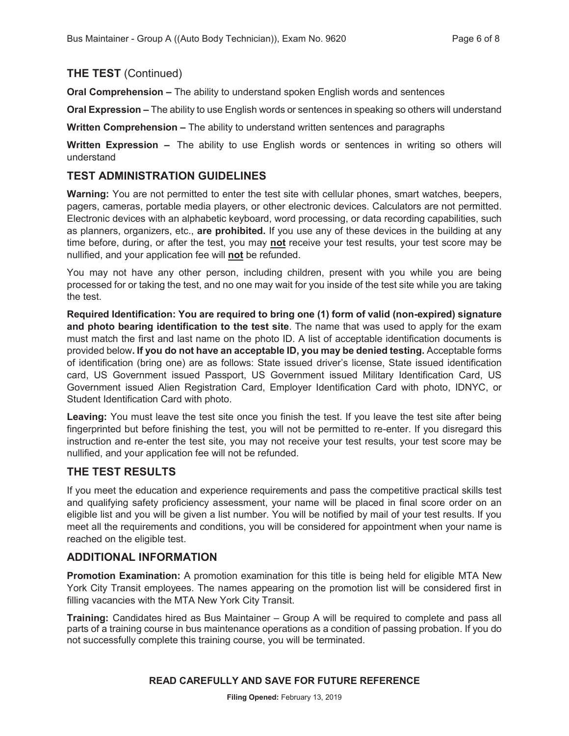## THE TEST (Continued)

**Oral Comprehension –** The ability to understand spoken English words and sentences

**Oral Expression –** The ability to use English words or sentences in speaking so others will understand

**Written Comprehension –** The ability to understand written sentences and paragraphs

**Written Expression –** The ability to use English words or sentences in writing so others will understand

## TEST ADMINISTRATION GUIDELINES

**Warning:** You are not permitted to enter the test site with cellular phones, smart watches, beepers, pagers, cameras, portable media players, or other electronic devices. Calculators are not permitted. Electronic devices with an alphabetic keyboard, word processing, or data recording capabilities, such as planners, organizers, etc., **are prohibited.** If you use any of these devices in the building at any time before, during, or after the test, you may **not** receive your test results, your test score may be nullified, and your application fee will **not** be refunded.

You may not have any other person, including children, present with you while you are being processed for or taking the test, and no one may wait for you inside of the test site while you are taking the test.

**Required Identification: You are required to bring one (1) form of valid (non-expired) signature and photo bearing identification to the test site**. The name that was used to apply for the exam must match the first and last name on the photo ID. A list of acceptable identification documents is provided below**. If you do not have an acceptable ID, you may be denied testing.** Acceptable forms of identification (bring one) are as follows: State issued driver's license, State issued identification card, US Government issued Passport, US Government issued Military Identification Card, US Government issued Alien Registration Card, Employer Identification Card with photo, IDNYC, or Student Identification Card with photo.

**Leaving:** You must leave the test site once you finish the test. If you leave the test site after being fingerprinted but before finishing the test, you will not be permitted to re-enter. If you disregard this instruction and re-enter the test site, you may not receive your test results, your test score may be nullified, and your application fee will not be refunded.

## THE TEST RESULTS

If you meet the education and experience requirements and pass the competitive practical skills test and qualifying safety proficiency assessment, your name will be placed in final score order on an eligible list and you will be given a list number. You will be notified by mail of your test results. If you meet all the requirements and conditions, you will be considered for appointment when your name is reached on the eligible test.

## ADDITIONAL INFORMATION

**Promotion Examination:** A promotion examination for this title is being held for eligible MTA New York City Transit employees. The names appearing on the promotion list will be considered first in filling vacancies with the MTA New York City Transit.

**Training:** Candidates hired as Bus Maintainer – Group A will be required to complete and pass all parts of a training course in bus maintenance operations as a condition of passing probation. If you do not successfully complete this training course, you will be terminated.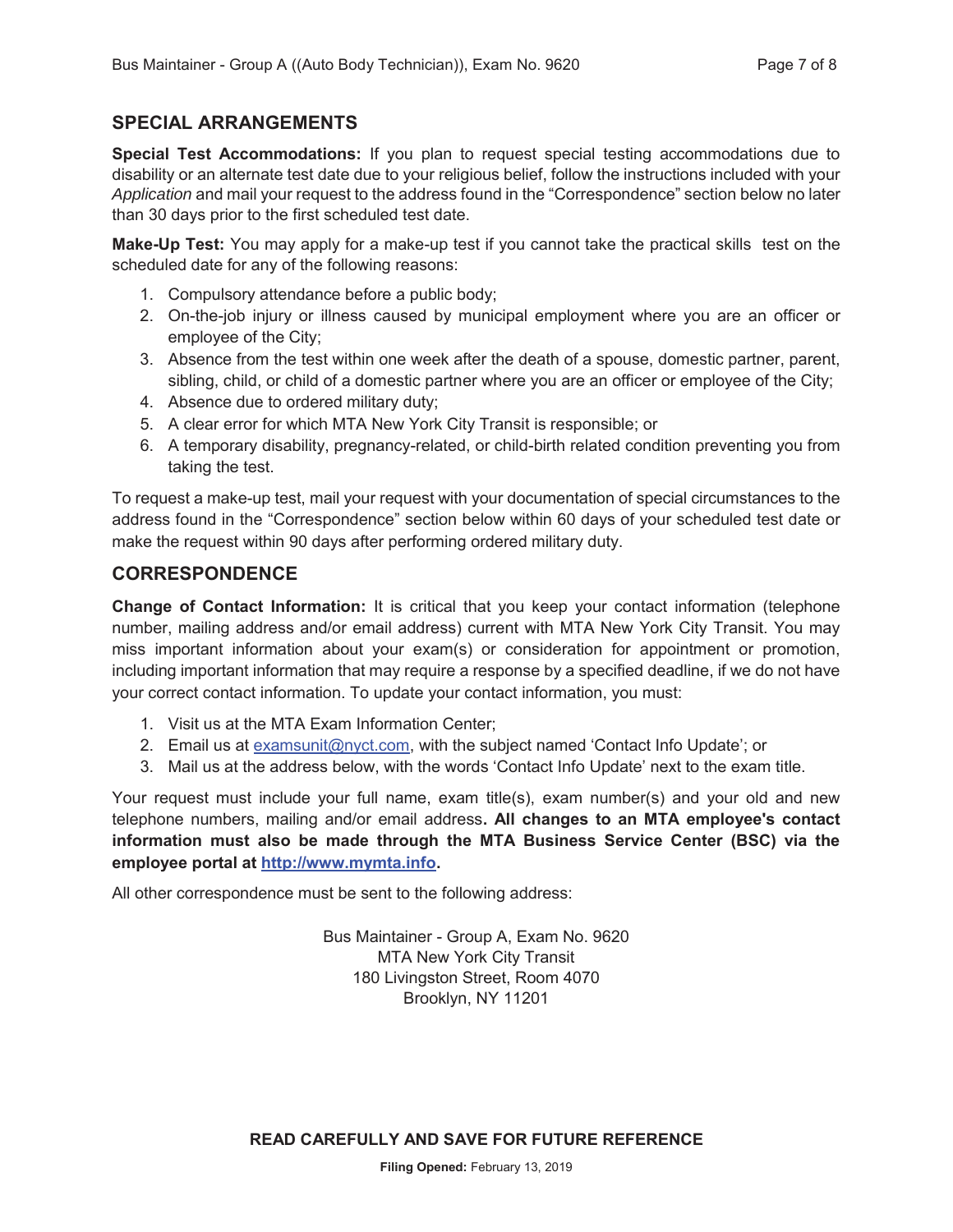## SPECIAL ARRANGEMENTS

**Special Test Accommodations:** If you plan to request special testing accommodations due to disability or an alternate test date due to your religious belief, follow the instructions included with your *Application* and mail your request to the address found in the "Correspondence" section below no later than 30 days prior to the first scheduled test date.

**Make-Up Test:** You may apply for a make-up test if you cannot take the practical skills test on the scheduled date for any of the following reasons:

1. Compulsory attendance before a public body;
2. On-the-job injury or illness caused by municipal employment where you are an officer or employee of the City;
3. Absence from the test within one week after the death of a spouse, domestic partner, parent, sibling, child, or child of a domestic partner where you are an officer or employee of the City;
4. Absence due to ordered military duty;
5. A clear error for which MTA New York City Transit is responsible; or
6. A temporary disability, pregnancy-related, or child-birth related condition preventing you from taking the test.

To request a make-up test, mail your request with your documentation of special circumstances to the address found in the "Correspondence" section below within 60 days of your scheduled test date or make the request within 90 days after performing ordered military duty.

## CORRESPONDENCE

**Change of Contact Information:** It is critical that you keep your contact information (telephone number, mailing address and/or email address) current with MTA New York City Transit. You may miss important information about your exam(s) or consideration for appointment or promotion, including important information that may require a response by a specified deadline, if we do not have your correct contact information. To update your contact information, you must:

1. Visit us at the MTA Exam Information Center;
2. Email us at examsunit@nyct.com, with the subject named 'Contact Info Update'; or
3. Mail us at the address below, with the words 'Contact Info Update' next to the exam title.

Your request must include your full name, exam title(s), exam number(s) and your old and new telephone numbers, mailing and/or email address**. All changes to an MTA employee's contact information must also be made through the MTA Business Service Center (BSC) via the employee portal at http://www.mymta.info.**

All other correspondence must be sent to the following address:

Bus Maintainer - Group A, Exam No. 9620
MTA New York City Transit
180 Livingston Street, Room 4070
Brooklyn, NY 11201

**READ CAREFULLY AND SAVE FOR FUTURE REFERENCE**

**Filing Opened:** February 13, 2019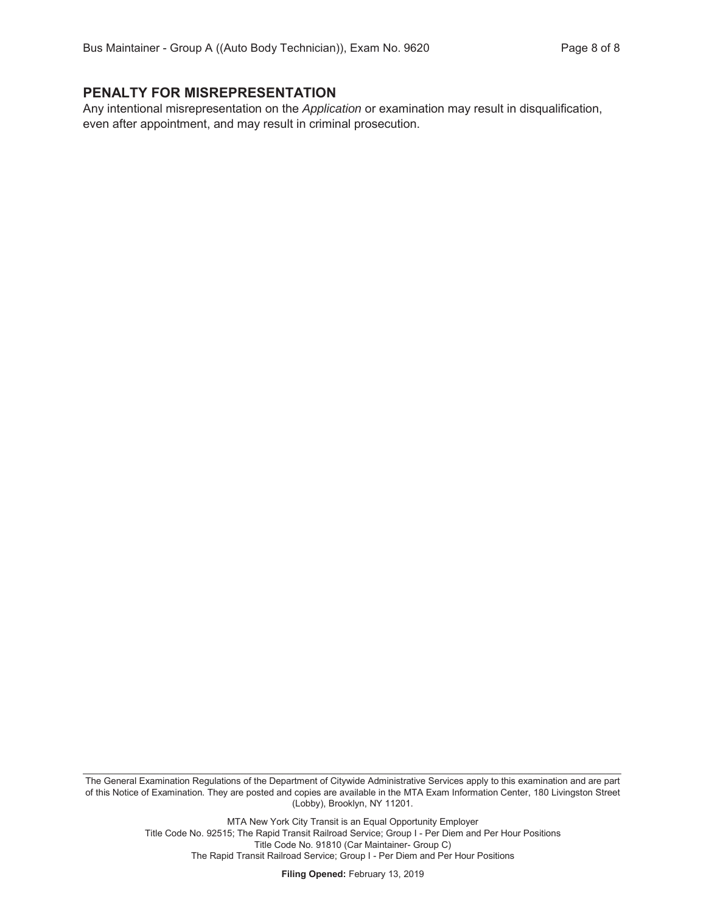## PENALTY FOR MISREPRESENTATION

Any intentional misrepresentation on the *Application* or examination may result in disqualification, even after appointment, and may result in criminal prosecution.

---

The General Examination Regulations of the Department of Citywide Administrative Services apply to this examination and are part of this Notice of Examination. They are posted and copies are available in the MTA Exam Information Center, 180 Livingston Street (Lobby), Brooklyn, NY 11201.

MTA New York City Transit is an Equal Opportunity Employer
Title Code No. 92515; The Rapid Transit Railroad Service; Group I - Per Diem and Per Hour Positions
Title Code No. 91810 (Car Maintainer- Group C)
The Rapid Transit Railroad Service; Group I - Per Diem and Per Hour Positions

**Filing Opened:** February 13, 2019